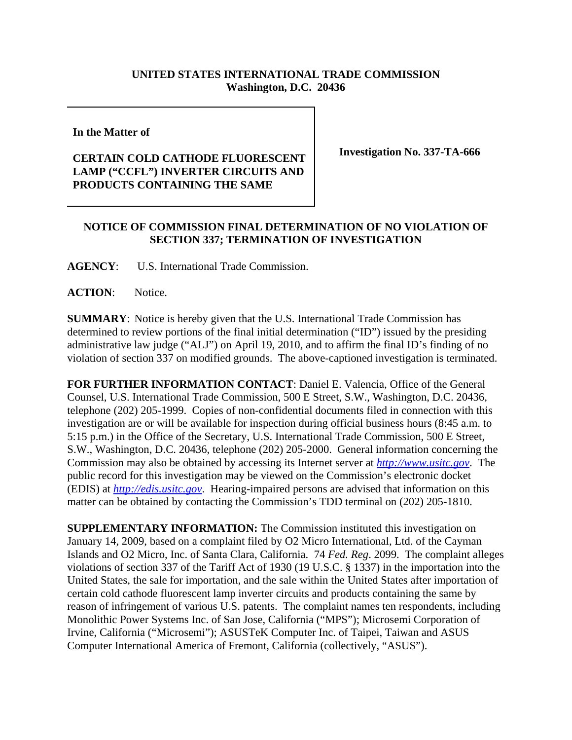**UNITED STATES INTERNATIONAL TRADE COMMISSION**
**Washington, D.C. 20436**

**In the Matter of**

**CERTAIN COLD CATHODE FLUORESCENT LAMP ("CCFL") INVERTER CIRCUITS AND PRODUCTS CONTAINING THE SAME**

**Investigation No. 337-TA-666**

**NOTICE OF COMMISSION FINAL DETERMINATION OF NO VIOLATION OF SECTION 337; TERMINATION OF INVESTIGATION**

**AGENCY**: U.S. International Trade Commission.

**ACTION**: Notice.

**SUMMARY**: Notice is hereby given that the U.S. International Trade Commission has determined to review portions of the final initial determination ("ID") issued by the presiding administrative law judge ("ALJ") on April 19, 2010, and to affirm the final ID's finding of no violation of section 337 on modified grounds. The above-captioned investigation is terminated.

**FOR FURTHER INFORMATION CONTACT**: Daniel E. Valencia, Office of the General Counsel, U.S. International Trade Commission, 500 E Street, S.W., Washington, D.C. 20436, telephone (202) 205-1999. Copies of non-confidential documents filed in connection with this investigation are or will be available for inspection during official business hours (8:45 a.m. to 5:15 p.m.) in the Office of the Secretary, U.S. International Trade Commission, 500 E Street, S.W., Washington, D.C. 20436, telephone (202) 205-2000. General information concerning the Commission may also be obtained by accessing its Internet server at *http://www.usitc.gov*. The public record for this investigation may be viewed on the Commission's electronic docket (EDIS) at *http://edis.usitc.gov*. Hearing-impaired persons are advised that information on this matter can be obtained by contacting the Commission's TDD terminal on (202) 205-1810.

**SUPPLEMENTARY INFORMATION:** The Commission instituted this investigation on January 14, 2009, based on a complaint filed by O2 Micro International, Ltd. of the Cayman Islands and O2 Micro, Inc. of Santa Clara, California. 74 *Fed. Reg*. 2099. The complaint alleges violations of section 337 of the Tariff Act of 1930 (19 U.S.C. § 1337) in the importation into the United States, the sale for importation, and the sale within the United States after importation of certain cold cathode fluorescent lamp inverter circuits and products containing the same by reason of infringement of various U.S. patents. The complaint names ten respondents, including Monolithic Power Systems Inc. of San Jose, California ("MPS"); Microsemi Corporation of Irvine, California ("Microsemi"); ASUSTeK Computer Inc. of Taipei, Taiwan and ASUS Computer International America of Fremont, California (collectively, "ASUS").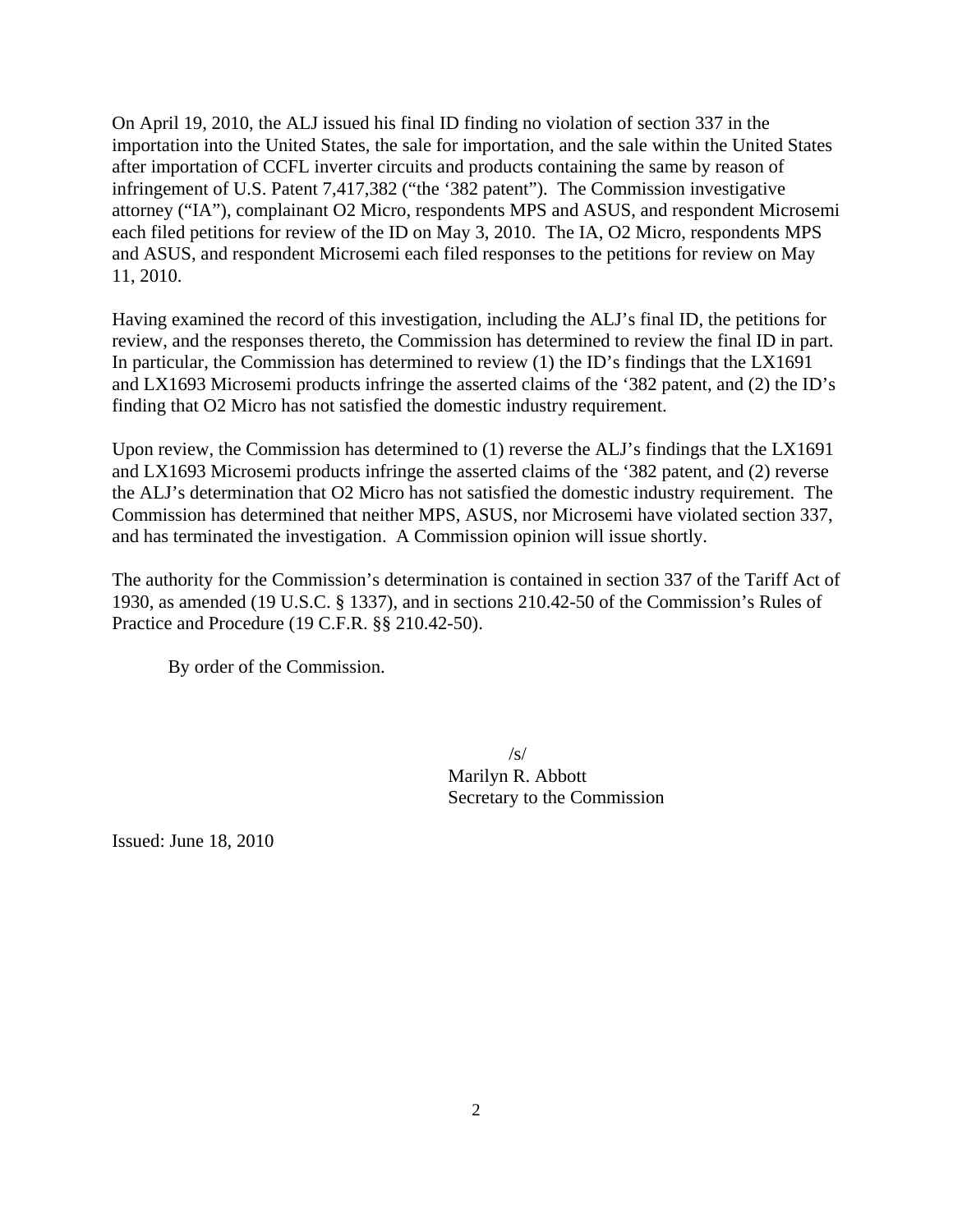On April 19, 2010, the ALJ issued his final ID finding no violation of section 337 in the importation into the United States, the sale for importation, and the sale within the United States after importation of CCFL inverter circuits and products containing the same by reason of infringement of U.S. Patent 7,417,382 ("the '382 patent"). The Commission investigative attorney ("IA"), complainant O2 Micro, respondents MPS and ASUS, and respondent Microsemi each filed petitions for review of the ID on May 3, 2010. The IA, O2 Micro, respondents MPS and ASUS, and respondent Microsemi each filed responses to the petitions for review on May 11, 2010.

Having examined the record of this investigation, including the ALJ's final ID, the petitions for review, and the responses thereto, the Commission has determined to review the final ID in part. In particular, the Commission has determined to review (1) the ID's findings that the LX1691 and LX1693 Microsemi products infringe the asserted claims of the '382 patent, and (2) the ID's finding that O2 Micro has not satisfied the domestic industry requirement.

Upon review, the Commission has determined to (1) reverse the ALJ's findings that the LX1691 and LX1693 Microsemi products infringe the asserted claims of the '382 patent, and (2) reverse the ALJ's determination that O2 Micro has not satisfied the domestic industry requirement. The Commission has determined that neither MPS, ASUS, nor Microsemi have violated section 337, and has terminated the investigation. A Commission opinion will issue shortly.

The authority for the Commission's determination is contained in section 337 of the Tariff Act of 1930, as amended (19 U.S.C. § 1337), and in sections 210.42-50 of the Commission's Rules of Practice and Procedure (19 C.F.R. §§ 210.42-50).

By order of the Commission.

/s/
Marilyn R. Abbott
Secretary to the Commission

Issued: June 18, 2010